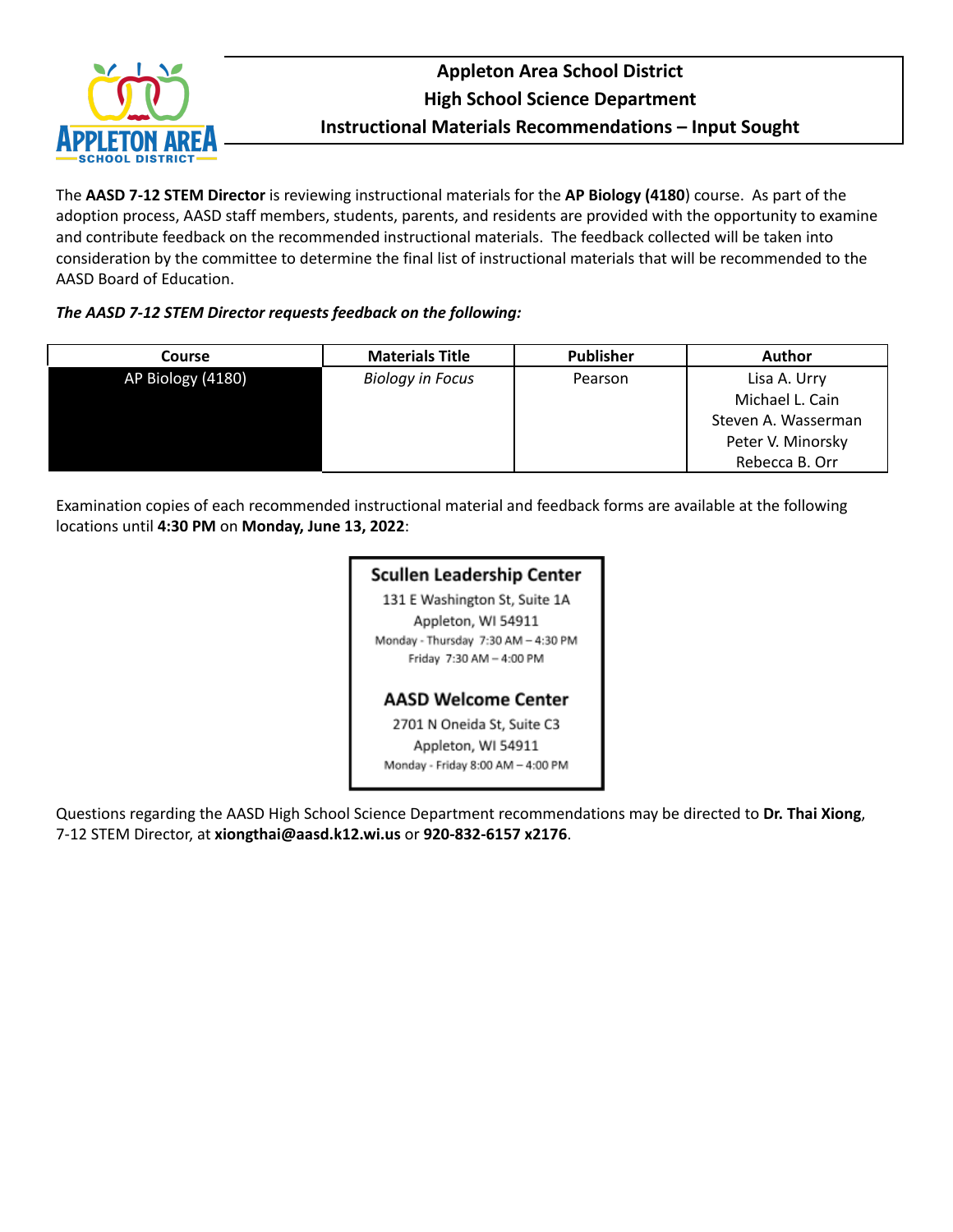# Appleton Area School District
## High School Science Department
## Instructional Materials Recommendations – Input Sought

The **AASD 7-12 STEM Director** is reviewing instructional materials for the **AP Biology (4180**) course. As part of the adoption process, AASD staff members, students, parents, and residents are provided with the opportunity to examine and contribute feedback on the recommended instructional materials. The feedback collected will be taken into consideration by the committee to determine the final list of instructional materials that will be recommended to the AASD Board of Education.

***The AASD 7-12 STEM Director requests feedback on the following:***

| Course | Materials Title | Publisher | Author |
|---|---|---|---|
| AP Biology (4180) | *Biology in Focus* | Pearson | Lisa A. Urry<br>Michael L. Cain<br>Steven A. Wasserman<br>Peter V. Minorsky<br>Rebecca B. Orr |

Examination copies of each recommended instructional material and feedback forms are available at the following locations until **4:30 PM** on **Monday, June 13, 2022**:

**Scullen Leadership Center**
131 E Washington St, Suite 1A
Appleton, WI 54911
Monday - Thursday 7:30 AM – 4:30 PM
Friday 7:30 AM – 4:00 PM

**AASD Welcome Center**
2701 N Oneida St, Suite C3
Appleton, WI 54911
Monday - Friday 8:00 AM – 4:00 PM

Questions regarding the AASD High School Science Department recommendations may be directed to **Dr. Thai Xiong**, 7-12 STEM Director, at **xiongthai@aasd.k12.wi.us** or **920-832-6157 x2176**.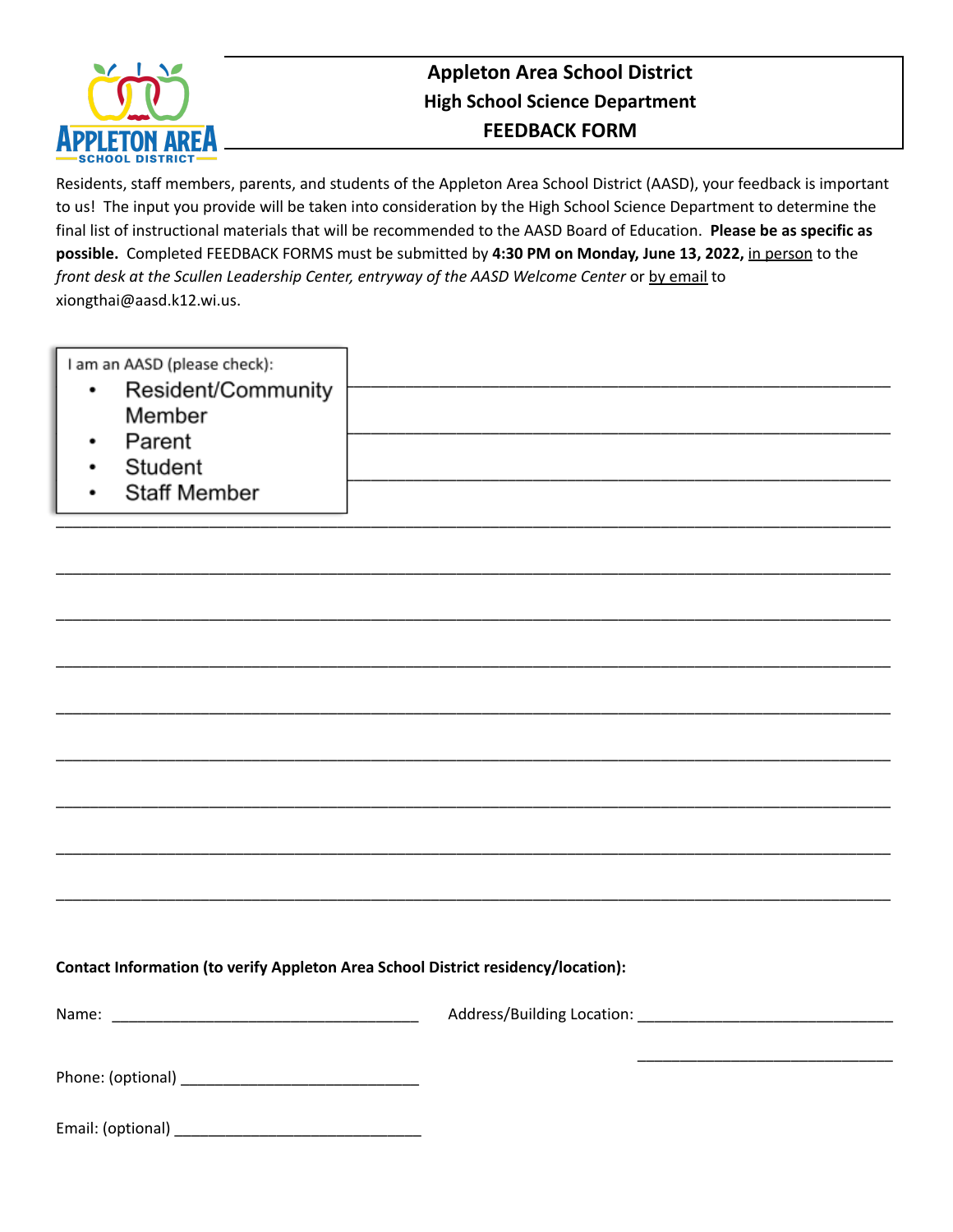**Appleton Area School District**
**High School Science Department**
**FEEDBACK FORM**

Residents, staff members, parents, and students of the Appleton Area School District (AASD), your feedback is important to us! The input you provide will be taken into consideration by the High School Science Department to determine the final list of instructional materials that will be recommended to the AASD Board of Education. **Please be as specific as possible.** Completed FEEDBACK FORMS must be submitted by **4:30 PM on Monday, June 13, 2022,** in person to the *front desk at the Scullen Leadership Center, entryway of the AASD Welcome Center* or by email to xiongthai@aasd.k12.wi.us.

I am an AASD (please check):

- Resident/Community Member
- Parent
- Student
- Staff Member

______________________________________________________________________

______________________________________________________________________

______________________________________________________________________

______________________________________________________________________

______________________________________________________________________

______________________________________________________________________

______________________________________________________________________

______________________________________________________________________

______________________________________________________________________

______________________________________________________________________

______________________________________________________________________

______________________________________________________________________

**Contact Information (to verify Appleton Area School District residency/location):**

Name: ____________________________________ Address/Building Location: ______________________________

______________________________

Phone: (optional) ___________________________

Email: (optional) ____________________________